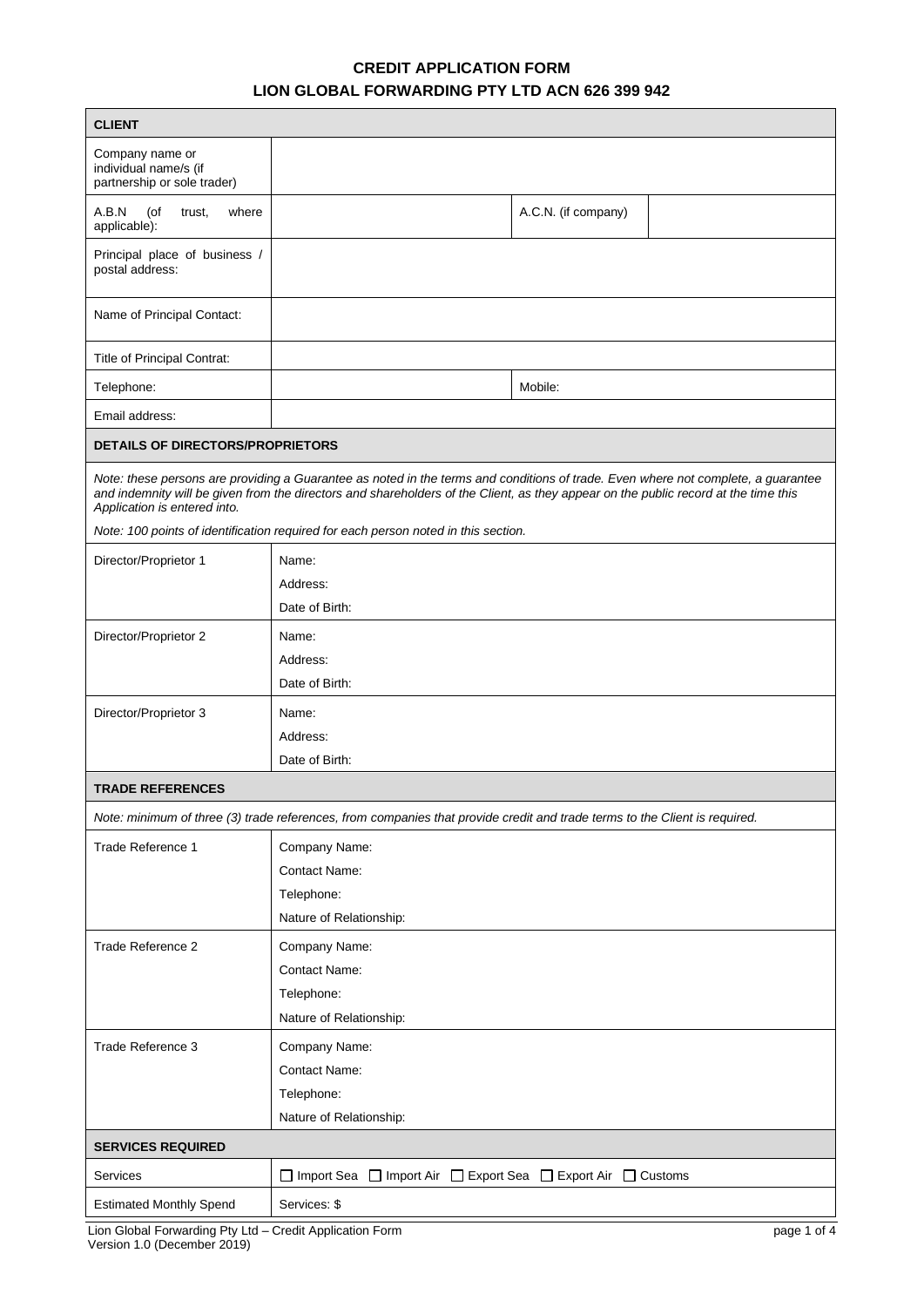# CREDIT APPLICATION FORM
## LION GLOBAL FORWARDING PTY LTD ACN 626 399 942

| **CLIENT** | | | |
|---|---|---|---|
| Company name or individual name/s (if partnership or sole trader) | | | |
| A.B.N (of trust, where applicable): | | A.C.N. (if company) | |
| Principal place of business / postal address: | | | |
| Name of Principal Contact: | | | |
| Title of Principal Contrat: | | | |
| Telephone: | | Mobile: | |
| Email address: | | | |

| **DETAILS OF DIRECTORS/PROPRIETORS** | |
|---|---|
| *Note: these persons are providing a Guarantee as noted in the terms and conditions of trade. Even where not complete, a guarantee and indemnity will be given from the directors and shareholders of the Client, as they appear on the public record at the time this Application is entered into.*<br>*Note: 100 points of identification required for each person noted in this section.* | |
| Director/Proprietor 1 | Name:<br>Address:<br>Date of Birth: |
| Director/Proprietor 2 | Name:<br>Address:<br>Date of Birth: |
| Director/Proprietor 3 | Name:<br>Address:<br>Date of Birth: |

| **TRADE REFERENCES** | |
|---|---|
| *Note: minimum of three (3) trade references, from companies that provide credit and trade terms to the Client is required.* | |
| Trade Reference 1 | Company Name:<br>Contact Name:<br>Telephone:<br>Nature of Relationship: |
| Trade Reference 2 | Company Name:<br>Contact Name:<br>Telephone:<br>Nature of Relationship: |
| Trade Reference 3 | Company Name:<br>Contact Name:<br>Telephone:<br>Nature of Relationship: |

| **SERVICES REQUIRED** | |
|---|---|
| Services | ☐ Import Sea ☐ Import Air ☐ Export Sea ☐ Export Air ☐ Customs |
| Estimated Monthly Spend | Services: $ |

Lion Global Forwarding Pty Ltd – Credit Application Form
Version 1.0 (December 2019)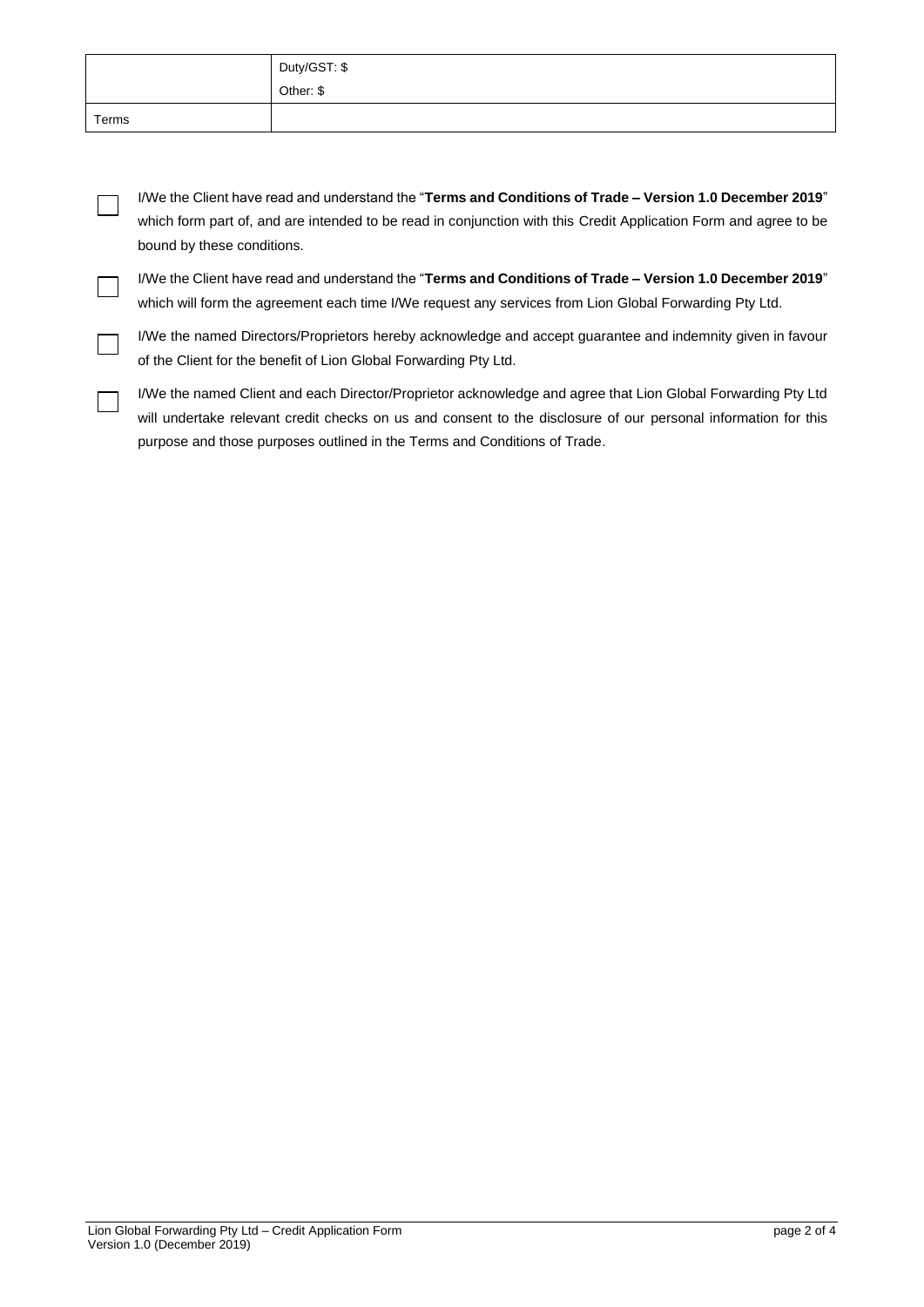| | |
|---|---|
| | Duty/GST: $<br>Other: $ |
| Terms | |

- ☐ I/We the Client have read and understand the "**Terms and Conditions of Trade – Version 1.0 December 2019**" which form part of, and are intended to be read in conjunction with this Credit Application Form and agree to be bound by these conditions.
- ☐ I/We the Client have read and understand the "**Terms and Conditions of Trade – Version 1.0 December 2019**" which will form the agreement each time I/We request any services from Lion Global Forwarding Pty Ltd.
- ☐ I/We the named Directors/Proprietors hereby acknowledge and accept guarantee and indemnity given in favour of the Client for the benefit of Lion Global Forwarding Pty Ltd.
- ☐ I/We the named Client and each Director/Proprietor acknowledge and agree that Lion Global Forwarding Pty Ltd will undertake relevant credit checks on us and consent to the disclosure of our personal information for this purpose and those purposes outlined in the Terms and Conditions of Trade.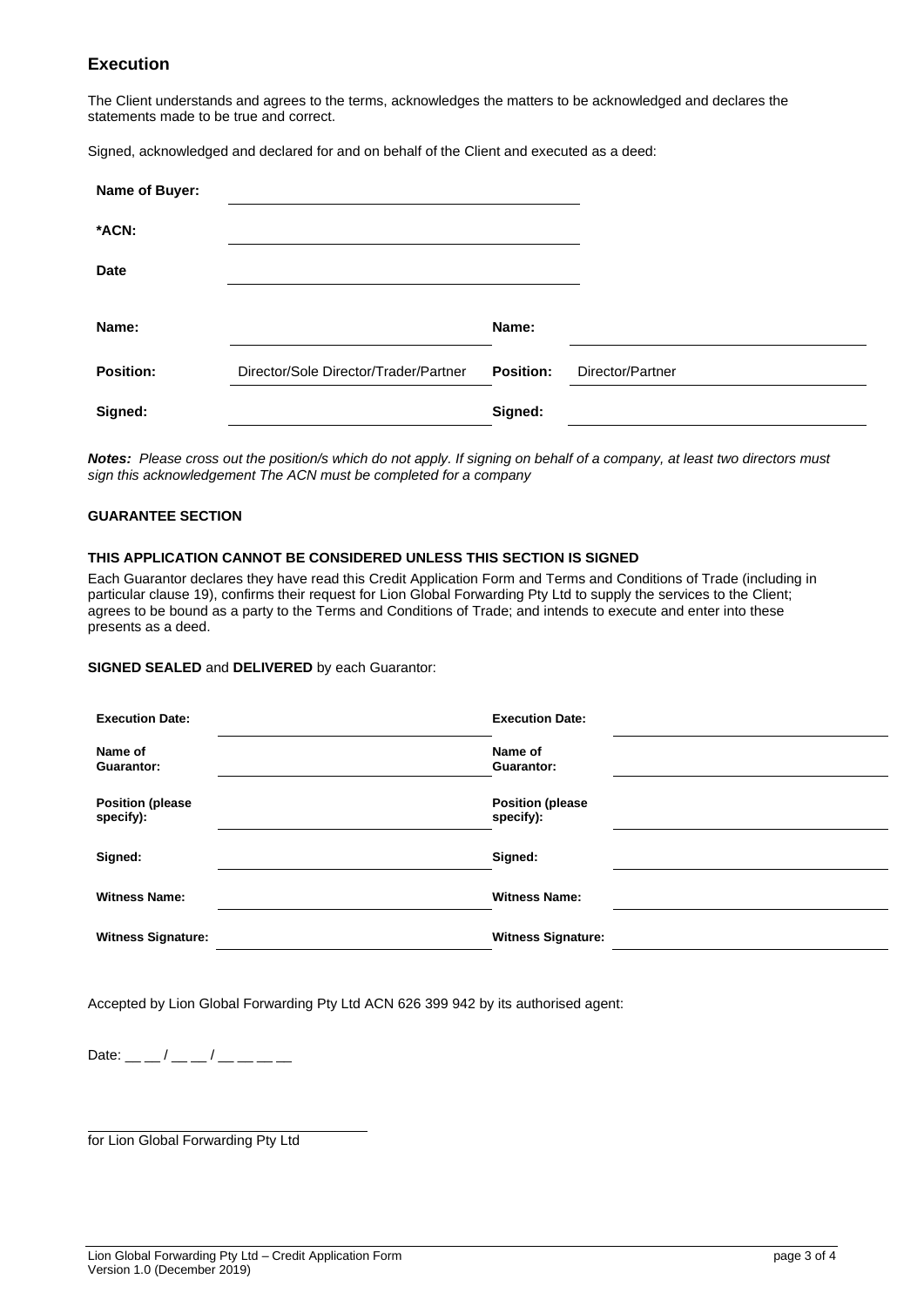## Execution

The Client understands and agrees to the terms, acknowledges the matters to be acknowledged and declares the statements made to be true and correct.

Signed, acknowledged and declared for and on behalf of the Client and executed as a deed:

| | | | |
|---|---|---|---|
| **Name of Buyer:** | | | |
| ***ACN:** | | | |
| **Date** | | | |
| **Name:** | | **Name:** | |
| **Position:** | Director/Sole Director/Trader/Partner | **Position:** | Director/Partner |
| **Signed:** | | **Signed:** | |

***Notes:*** *Please cross out the position/s which do not apply. If signing on behalf of a company, at least two directors must sign this acknowledgement The ACN must be completed for a company*

**GUARANTEE SECTION**

**THIS APPLICATION CANNOT BE CONSIDERED UNLESS THIS SECTION IS SIGNED**

Each Guarantor declares they have read this Credit Application Form and Terms and Conditions of Trade (including in particular clause 19), confirms their request for Lion Global Forwarding Pty Ltd to supply the services to the Client; agrees to be bound as a party to the Terms and Conditions of Trade; and intends to execute and enter into these presents as a deed.

**SIGNED SEALED** and **DELIVERED** by each Guarantor:

| | | | |
|---|---|---|---|
| **Execution Date:** | | **Execution Date:** | |
| **Name of Guarantor:** | | **Name of Guarantor:** | |
| **Position (please specify):** | | **Position (please specify):** | |
| **Signed:** | | **Signed:** | |
| **Witness Name:** | | **Witness Name:** | |
| **Witness Signature:** | | **Witness Signature:** | |

Accepted by Lion Global Forwarding Pty Ltd ACN 626 399 942 by its authorised agent:

Date: __ __ / __ __ / __ __ __ __

______________________________

for Lion Global Forwarding Pty Ltd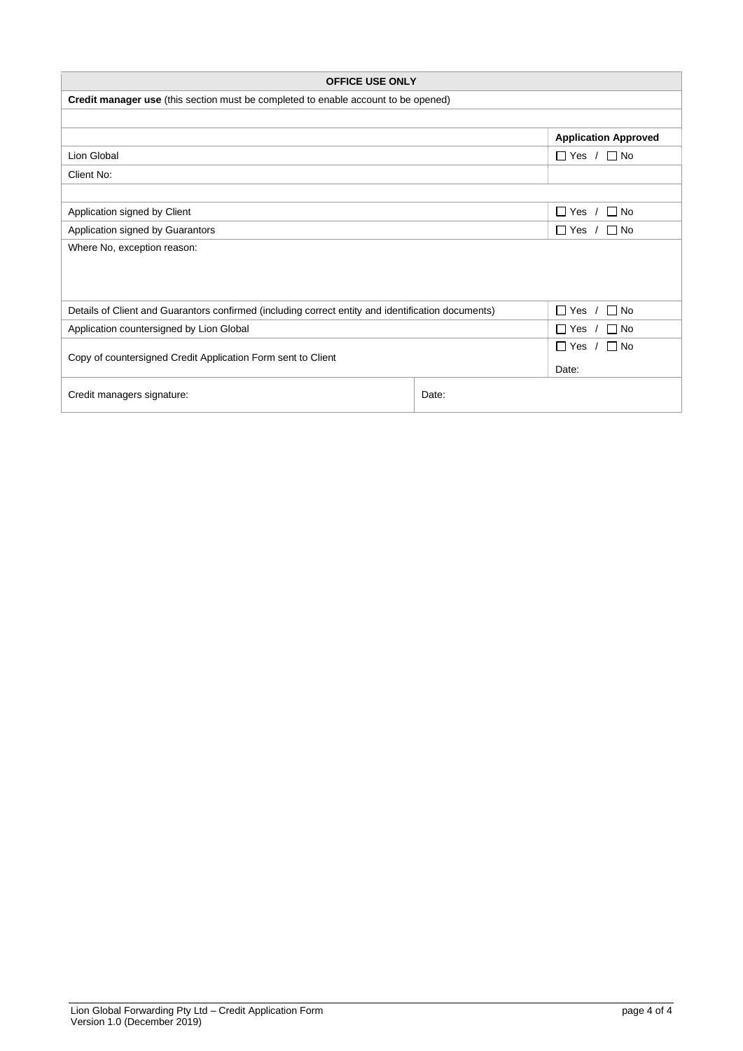| OFFICE USE ONLY | | |
|---|---|---|
| **Credit manager use** (this section must be completed to enable account to be opened) | | |
| | | |
| | | **Application Approved** |
| Lion Global | | ☐ Yes / ☐ No |
| Client No: | | |
| | | |
| Application signed by Client | | ☐ Yes / ☐ No |
| Application signed by Guarantors | | ☐ Yes / ☐ No |
| Where No, exception reason: | | |
| Details of Client and Guarantors confirmed (including correct entity and identification documents) | | ☐ Yes / ☐ No |
| Application countersigned by Lion Global | | ☐ Yes / ☐ No |
| Copy of countersigned Credit Application Form sent to Client | | ☐ Yes / ☐ No<br>Date: |
| Credit managers signature: | Date: | |

Lion Global Forwarding Pty Ltd – Credit Application Form
Version 1.0 (December 2019)